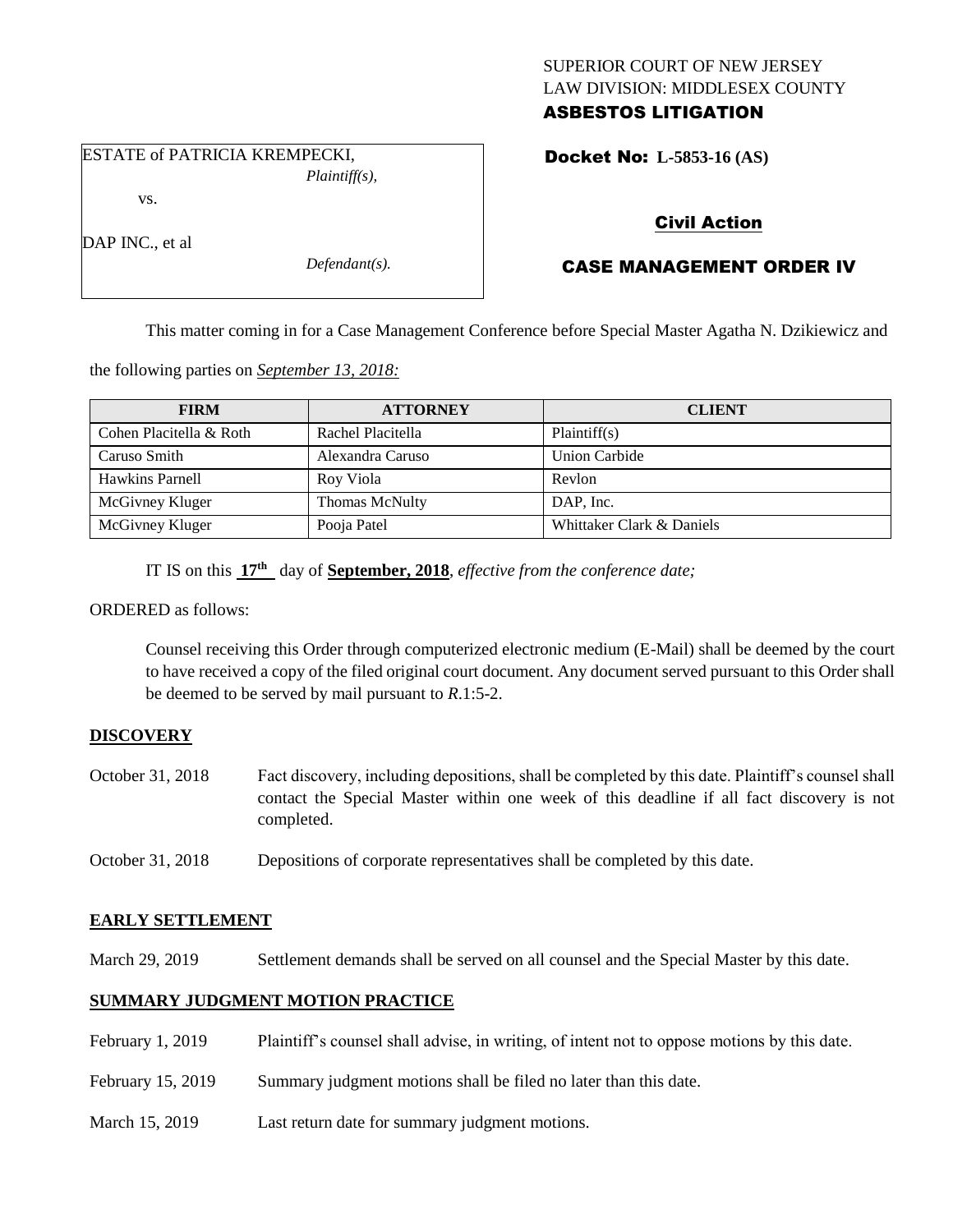SUPERIOR COURT OF NEW JERSEY
LAW DIVISION: MIDDLESEX COUNTY

**ASBESTOS LITIGATION**

ESTATE of PATRICIA KREMPECKI,
*Plaintiff(s),*

vs.

DAP INC., et al
*Defendant(s).*

**Docket No: L-5853-16 (AS)**

## Civil Action

## CASE MANAGEMENT ORDER IV

This matter coming in for a Case Management Conference before Special Master Agatha N. Dzikiewicz and the following parties on *September 13, 2018:*

| FIRM | ATTORNEY | CLIENT |
|---|---|---|
| Cohen Placitella & Roth | Rachel Placitella | Plaintiff(s) |
| Caruso Smith | Alexandra Caruso | Union Carbide |
| Hawkins Parnell | Roy Viola | Revlon |
| McGivney Kluger | Thomas McNulty | DAP, Inc. |
| McGivney Kluger | Pooja Patel | Whittaker Clark & Daniels |

IT IS on this **17th** day of **September, 2018**, *effective from the conference date;*

ORDERED as follows:

Counsel receiving this Order through computerized electronic medium (E-Mail) shall be deemed by the court to have received a copy of the filed original court document. Any document served pursuant to this Order shall be deemed to be served by mail pursuant to *R*.1:5-2.

**DISCOVERY**

October 31, 2018 — Fact discovery, including depositions, shall be completed by this date. Plaintiff's counsel shall contact the Special Master within one week of this deadline if all fact discovery is not completed.

October 31, 2018 — Depositions of corporate representatives shall be completed by this date.

**EARLY SETTLEMENT**

March 29, 2019 — Settlement demands shall be served on all counsel and the Special Master by this date.

**SUMMARY JUDGMENT MOTION PRACTICE**

February 1, 2019 — Plaintiff's counsel shall advise, in writing, of intent not to oppose motions by this date.

February 15, 2019 — Summary judgment motions shall be filed no later than this date.

March 15, 2019 — Last return date for summary judgment motions.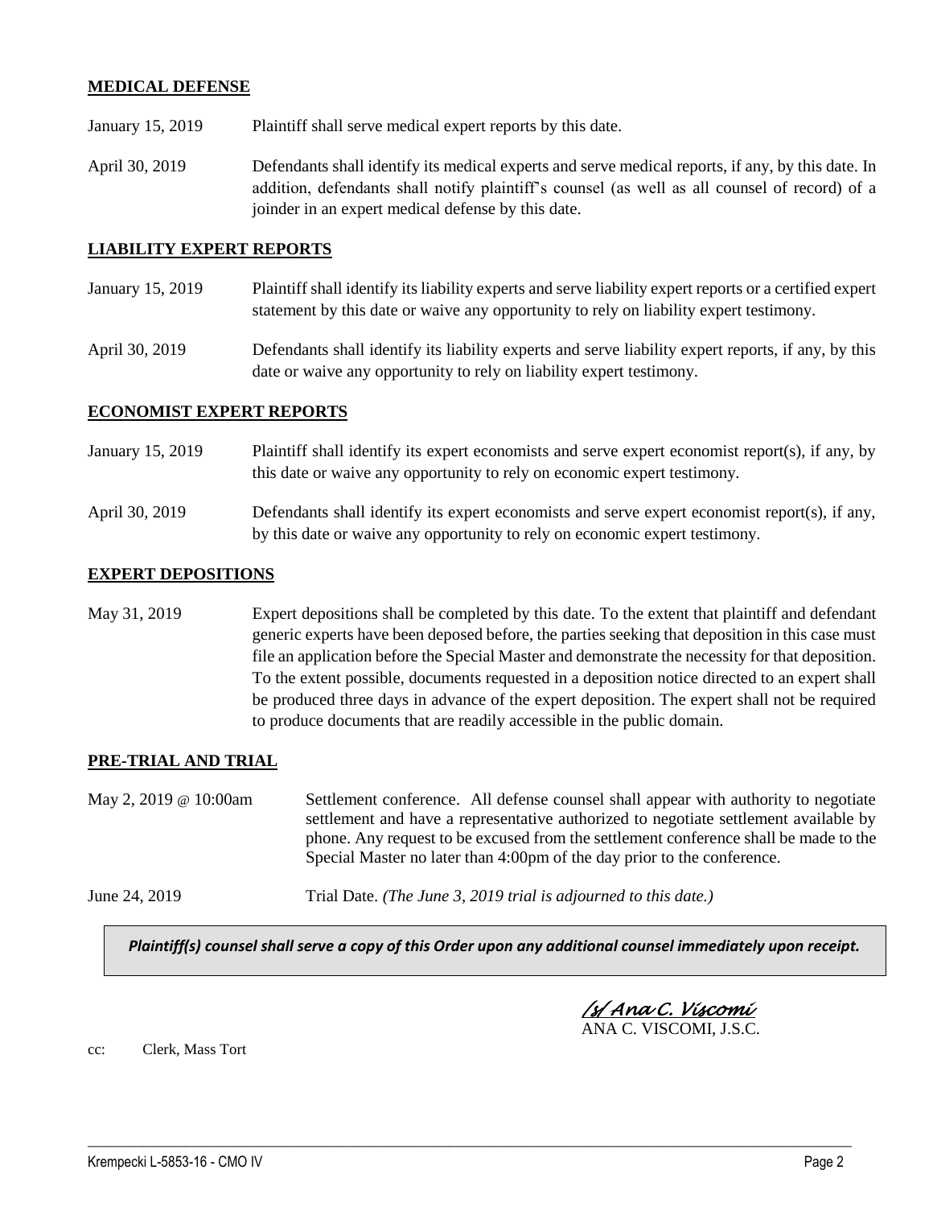**MEDICAL DEFENSE**

January 15, 2019 Plaintiff shall serve medical expert reports by this date.

April 30, 2019 Defendants shall identify its medical experts and serve medical reports, if any, by this date. In addition, defendants shall notify plaintiff's counsel (as well as all counsel of record) of a joinder in an expert medical defense by this date.

**LIABILITY EXPERT REPORTS**

January 15, 2019 Plaintiff shall identify its liability experts and serve liability expert reports or a certified expert statement by this date or waive any opportunity to rely on liability expert testimony.

April 30, 2019 Defendants shall identify its liability experts and serve liability expert reports, if any, by this date or waive any opportunity to rely on liability expert testimony.

**ECONOMIST EXPERT REPORTS**

January 15, 2019 Plaintiff shall identify its expert economists and serve expert economist report(s), if any, by this date or waive any opportunity to rely on economic expert testimony.

April 30, 2019 Defendants shall identify its expert economists and serve expert economist report(s), if any, by this date or waive any opportunity to rely on economic expert testimony.

**EXPERT DEPOSITIONS**

May 31, 2019 Expert depositions shall be completed by this date. To the extent that plaintiff and defendant generic experts have been deposed before, the parties seeking that deposition in this case must file an application before the Special Master and demonstrate the necessity for that deposition. To the extent possible, documents requested in a deposition notice directed to an expert shall be produced three days in advance of the expert deposition. The expert shall not be required to produce documents that are readily accessible in the public domain.

**PRE-TRIAL AND TRIAL**

May 2, 2019 @ 10:00am Settlement conference. All defense counsel shall appear with authority to negotiate settlement and have a representative authorized to negotiate settlement available by phone. Any request to be excused from the settlement conference shall be made to the Special Master no later than 4:00pm of the day prior to the conference.

June 24, 2019 Trial Date. *(The June 3, 2019 trial is adjourned to this date.)*

***Plaintiff(s) counsel shall serve a copy of this Order upon any additional counsel immediately upon receipt.***

*/s/ Ana C. Viscomi*
ANA C. VISCOMI, J.S.C.

cc: Clerk, Mass Tort